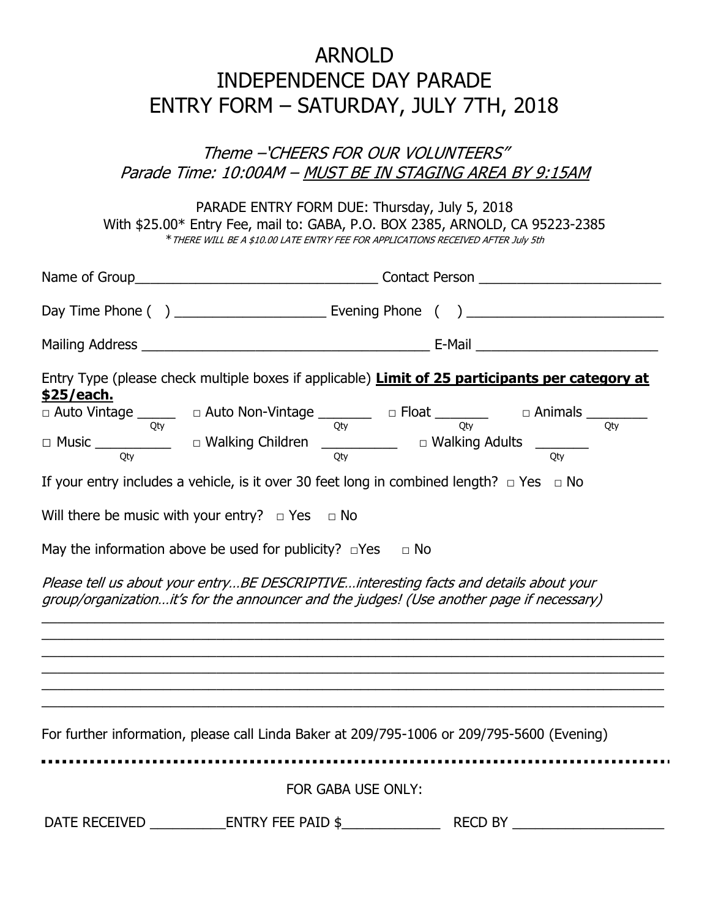# ARNOLD
# INDEPENDENCE DAY PARADE
# ENTRY FORM – SATURDAY, JULY 7TH, 2018

*Theme –"CHEERS FOR OUR VOLUNTEERS"*
*Parade Time: 10:00AM – MUST BE IN STAGING AREA BY 9:15AM*

PARADE ENTRY FORM DUE: Thursday, July 5, 2018
With $25.00* Entry Fee, mail to: GABA, P.O. BOX 2385, ARNOLD, CA 95223-2385
*THERE WILL BE A $10.00 LATE ENTRY FEE FOR APPLICATIONS RECEIVED AFTER July 5th

Name of Group________________________________ Contact Person ________________________

Day Time Phone ( ) ____________________ Evening Phone ( ) __________________________

Mailing Address ______________________________________ E-Mail ________________________

Entry Type (please check multiple boxes if applicable) **Limit of 25 participants per category at $25/each.**

□ Auto Vintage _____ (Qty) □ Auto Non-Vintage _______ (Qty) □ Float _______ (Qty) □ Animals ________ (Qty)

□ Music __________ (Qty) □ Walking Children __________ (Qty) □ Walking Adults _______ (Qty)

If your entry includes a vehicle, is it over 30 feet long in combined length? □ Yes □ No

Will there be music with your entry? □ Yes □ No

May the information above be used for publicity? □Yes □ No

*Please tell us about your entry…BE DESCRIPTIVE…interesting facts and details about your group/organization…it's for the announcer and the judges! (Use another page if necessary)*

______________________________________________________________________________

______________________________________________________________________________

______________________________________________________________________________

______________________________________________________________________________

______________________________________________________________________________

______________________________________________________________________________

For further information, please call Linda Baker at 209/795-1006 or 209/795-5600 (Evening)

---

FOR GABA USE ONLY:

DATE RECEIVED __________ENTRY FEE PAID $_____________ RECD BY ____________________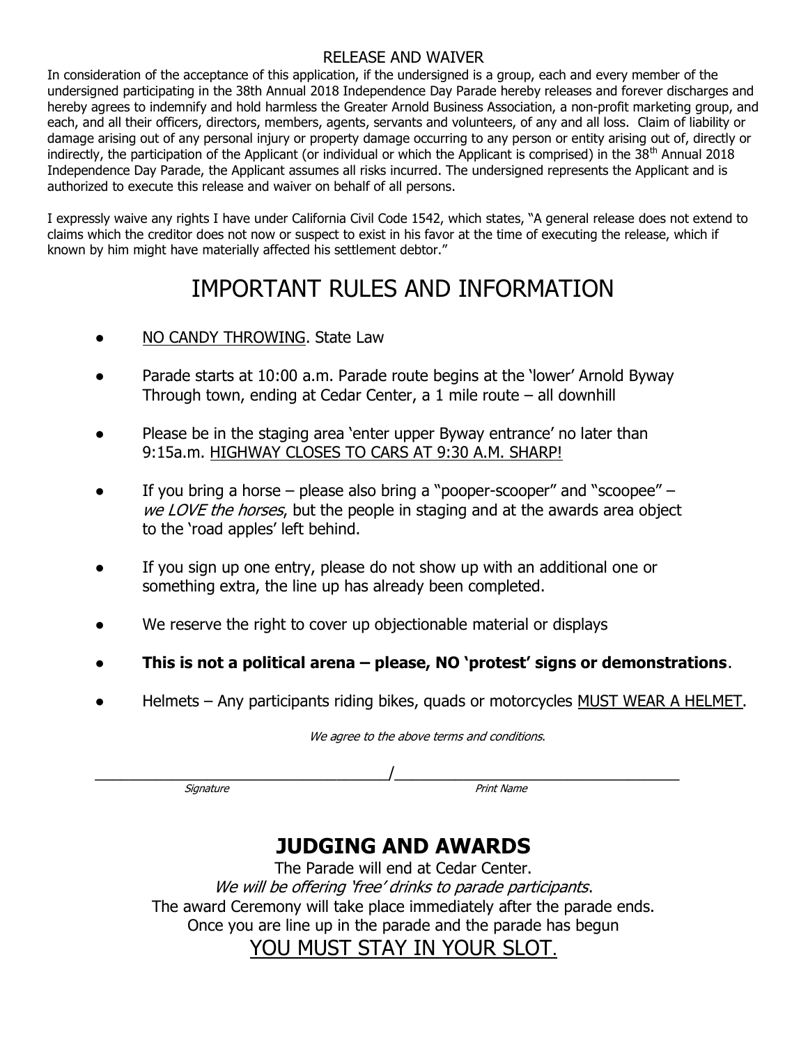## RELEASE AND WAIVER

In consideration of the acceptance of this application, if the undersigned is a group, each and every member of the undersigned participating in the 38th Annual 2018 Independence Day Parade hereby releases and forever discharges and hereby agrees to indemnify and hold harmless the Greater Arnold Business Association, a non-profit marketing group, and each, and all their officers, directors, members, agents, servants and volunteers, of any and all loss. Claim of liability or damage arising out of any personal injury or property damage occurring to any person or entity arising out of, directly or indirectly, the participation of the Applicant (or individual or which the Applicant is comprised) in the 38th Annual 2018 Independence Day Parade, the Applicant assumes all risks incurred. The undersigned represents the Applicant and is authorized to execute this release and waiver on behalf of all persons.

I expressly waive any rights I have under California Civil Code 1542, which states, "A general release does not extend to claims which the creditor does not now or suspect to exist in his favor at the time of executing the release, which if known by him might have materially affected his settlement debtor."

# IMPORTANT RULES AND INFORMATION

- NO CANDY THROWING. State Law
- Parade starts at 10:00 a.m. Parade route begins at the 'lower' Arnold Byway Through town, ending at Cedar Center, a 1 mile route – all downhill
- Please be in the staging area 'enter upper Byway entrance' no later than 9:15a.m. HIGHWAY CLOSES TO CARS AT 9:30 A.M. SHARP!
- If you bring a horse – please also bring a "pooper-scooper" and "scoopee" – *we LOVE the horses*, but the people in staging and at the awards area object to the 'road apples' left behind.
- If you sign up one entry, please do not show up with an additional one or something extra, the line up has already been completed.
- We reserve the right to cover up objectionable material or displays
- **This is not a political arena – please, NO 'protest' signs or demonstrations**.
- Helmets – Any participants riding bikes, quads or motorcycles MUST WEAR A HELMET.

*We agree to the above terms and conditions.*

___________________________________/_________________________________

*Signature* *Print Name*

## JUDGING AND AWARDS

The Parade will end at Cedar Center.

*We will be offering 'free' drinks to parade participants*.

The award Ceremony will take place immediately after the parade ends.

Once you are line up in the parade and the parade has begun

YOU MUST STAY IN YOUR SLOT.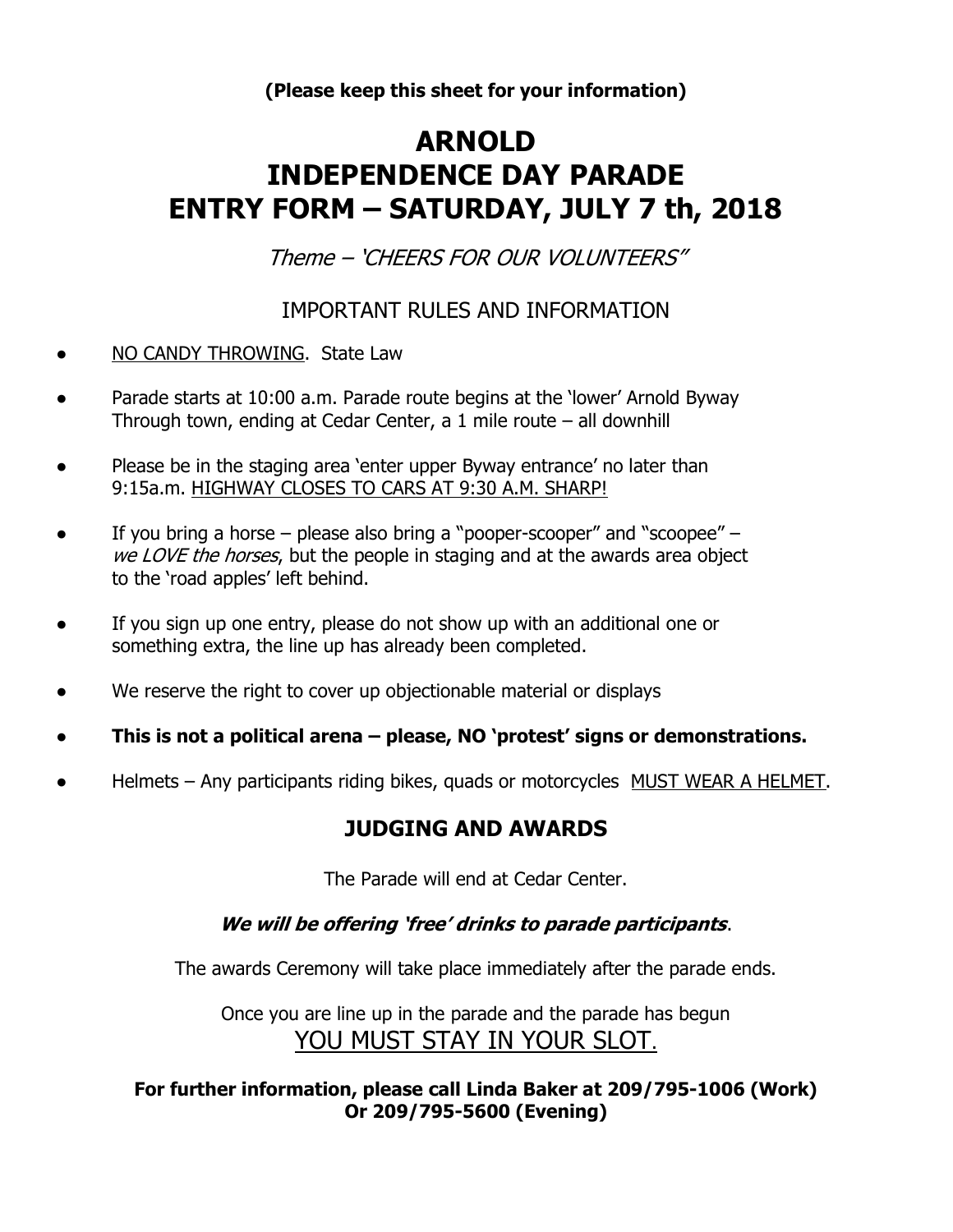**(Please keep this sheet for your information)**

# ARNOLD INDEPENDENCE DAY PARADE ENTRY FORM – SATURDAY, JULY 7 th, 2018

*Theme – 'CHEERS FOR OUR VOLUNTEERS"*

## IMPORTANT RULES AND INFORMATION

- NO CANDY THROWING. State Law
- Parade starts at 10:00 a.m. Parade route begins at the 'lower' Arnold Byway Through town, ending at Cedar Center, a 1 mile route – all downhill
- Please be in the staging area 'enter upper Byway entrance' no later than 9:15a.m. HIGHWAY CLOSES TO CARS AT 9:30 A.M. SHARP!
- If you bring a horse – please also bring a "pooper-scooper" and "scoopee" – *we LOVE the horses*, but the people in staging and at the awards area object to the 'road apples' left behind.
- If you sign up one entry, please do not show up with an additional one or something extra, the line up has already been completed.
- We reserve the right to cover up objectionable material or displays
- **This is not a political arena – please, NO 'protest' signs or demonstrations.**
- Helmets – Any participants riding bikes, quads or motorcycles MUST WEAR A HELMET.

## JUDGING AND AWARDS

The Parade will end at Cedar Center.

***We will be offering 'free' drinks to parade participants***.

The awards Ceremony will take place immediately after the parade ends.

Once you are line up in the parade and the parade has begun
YOU MUST STAY IN YOUR SLOT.

**For further information, please call Linda Baker at 209/795-1006 (Work) Or 209/795-5600 (Evening)**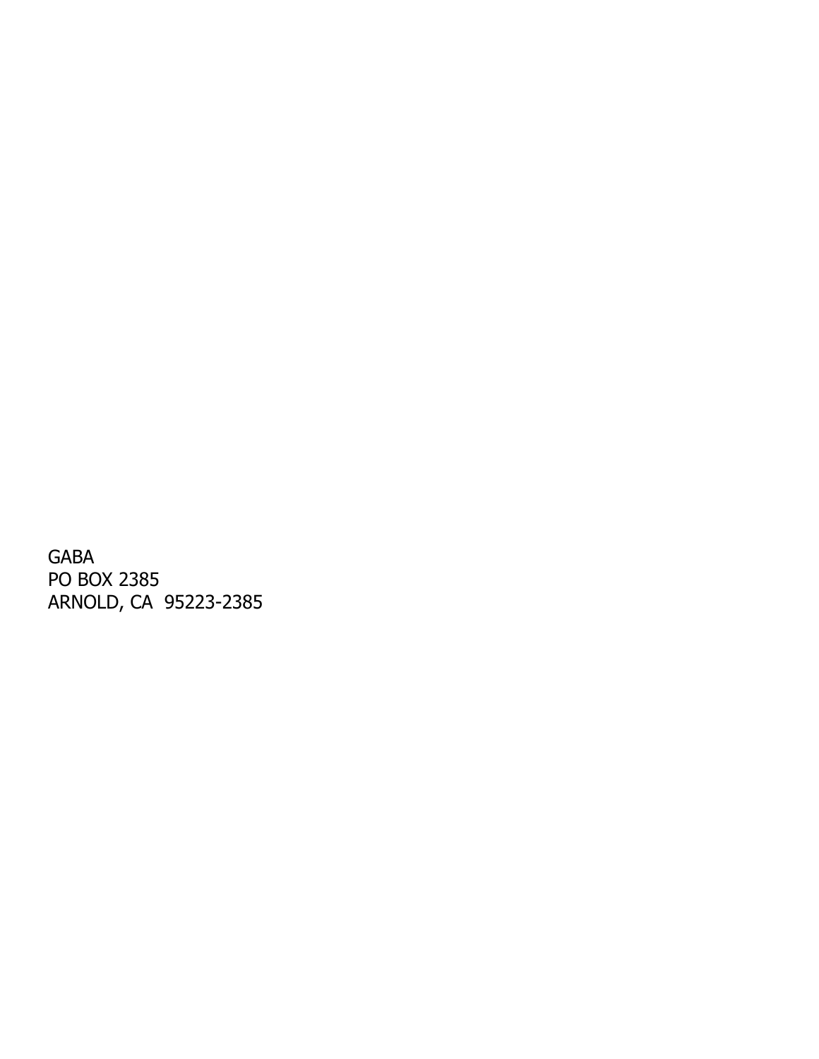GABA  
PO BOX 2385  
ARNOLD, CA  95223-2385